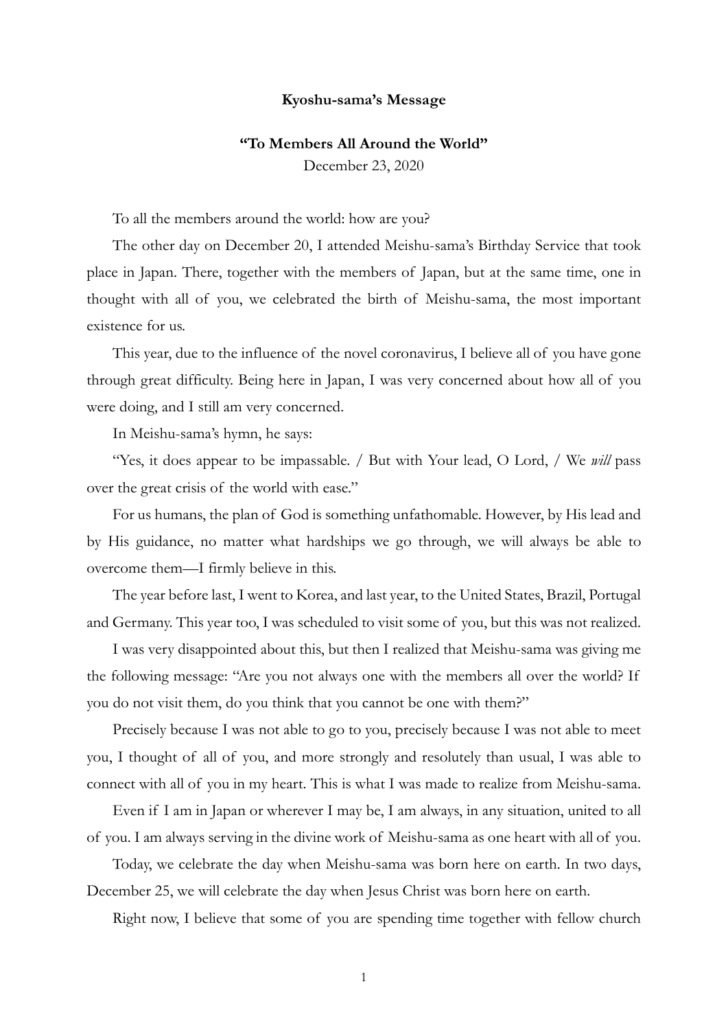**Kyoshu-sama's Message**

**"To Members All Around the World"**

December 23, 2020

To all the members around the world: how are you?

The other day on December 20, I attended Meishu-sama's Birthday Service that took place in Japan. There, together with the members of Japan, but at the same time, one in thought with all of you, we celebrated the birth of Meishu-sama, the most important existence for us.

This year, due to the influence of the novel coronavirus, I believe all of you have gone through great difficulty. Being here in Japan, I was very concerned about how all of you were doing, and I still am very concerned.

In Meishu-sama's hymn, he says:

"Yes, it does appear to be impassable. / But with Your lead, O Lord, / We *will* pass over the great crisis of the world with ease."

For us humans, the plan of God is something unfathomable. However, by His lead and by His guidance, no matter what hardships we go through, we will always be able to overcome them—I firmly believe in this.

The year before last, I went to Korea, and last year, to the United States, Brazil, Portugal and Germany. This year too, I was scheduled to visit some of you, but this was not realized.

I was very disappointed about this, but then I realized that Meishu-sama was giving me the following message: "Are you not always one with the members all over the world? If you do not visit them, do you think that you cannot be one with them?"

Precisely because I was not able to go to you, precisely because I was not able to meet you, I thought of all of you, and more strongly and resolutely than usual, I was able to connect with all of you in my heart. This is what I was made to realize from Meishu-sama.

Even if I am in Japan or wherever I may be, I am always, in any situation, united to all of you. I am always serving in the divine work of Meishu-sama as one heart with all of you.

Today, we celebrate the day when Meishu-sama was born here on earth. In two days, December 25, we will celebrate the day when Jesus Christ was born here on earth.

Right now, I believe that some of you are spending time together with fellow church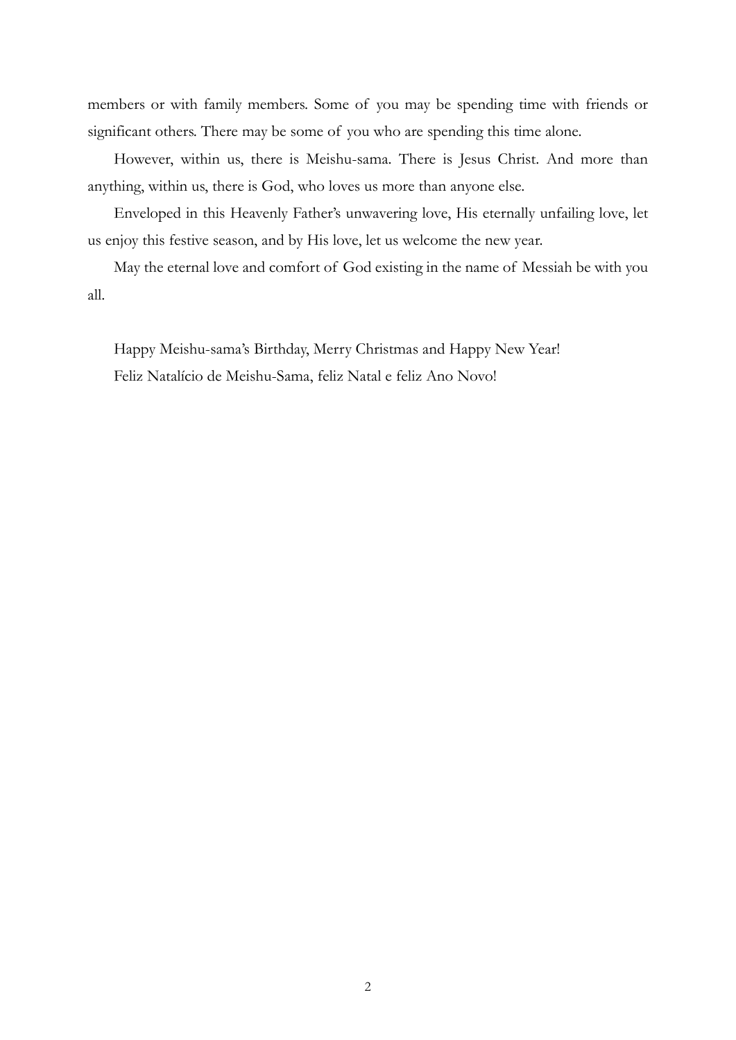members or with family members. Some of you may be spending time with friends or significant others. There may be some of you who are spending this time alone.

However, within us, there is Meishu-sama. There is Jesus Christ. And more than anything, within us, there is God, who loves us more than anyone else.

Enveloped in this Heavenly Father's unwavering love, His eternally unfailing love, let us enjoy this festive season, and by His love, let us welcome the new year.

May the eternal love and comfort of God existing in the name of Messiah be with you all.

Happy Meishu-sama's Birthday, Merry Christmas and Happy New Year!
Feliz Natalício de Meishu-Sama, feliz Natal e feliz Ano Novo!